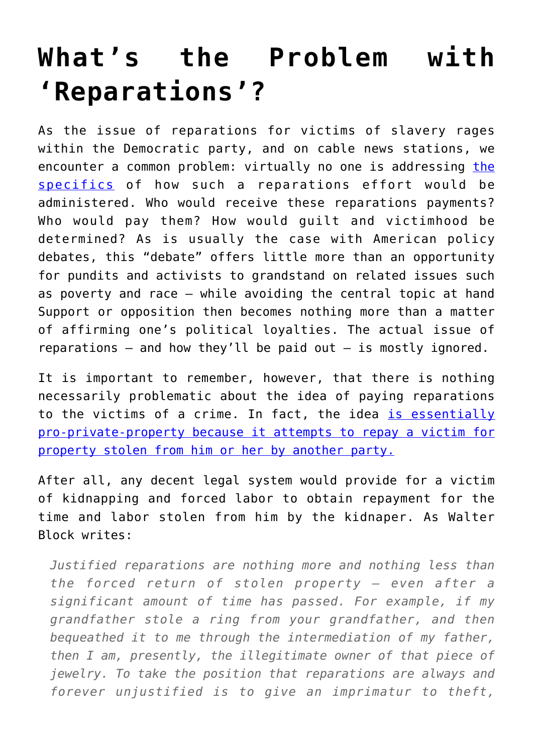# What's the Problem with 'Reparations'?

As the issue of reparations for victims of slavery rages within the Democratic party, and on cable news stations, we encounter a common problem: virtually no one is addressing the specifics of how such a reparations effort would be administered. Who would receive these reparations payments? Who would pay them? How would guilt and victimhood be determined? As is usually the case with American policy debates, this "debate" offers little more than an opportunity for pundits and activists to grandstand on related issues such as poverty and race — while avoiding the central topic at hand Support or opposition then becomes nothing more than a matter of affirming one's political loyalties. The actual issue of reparations — and how they'll be paid out — is mostly ignored.

It is important to remember, however, that there is nothing necessarily problematic about the idea of paying reparations to the victims of a crime. In fact, the idea is essentially pro-private-property because it attempts to repay a victim for property stolen from him or her by another party.

After all, any decent legal system would provide for a victim of kidnapping and forced labor to obtain repayment for the time and labor stolen from him by the kidnaper. As Walter Block writes:

> *Justified reparations are nothing more and nothing less than the forced return of stolen property — even after a significant amount of time has passed. For example, if my grandfather stole a ring from your grandfather, and then bequeathed it to me through the intermediation of my father, then I am, presently, the illegitimate owner of that piece of jewelry. To take the position that reparations are always and forever unjustified is to give an imprimatur to theft,*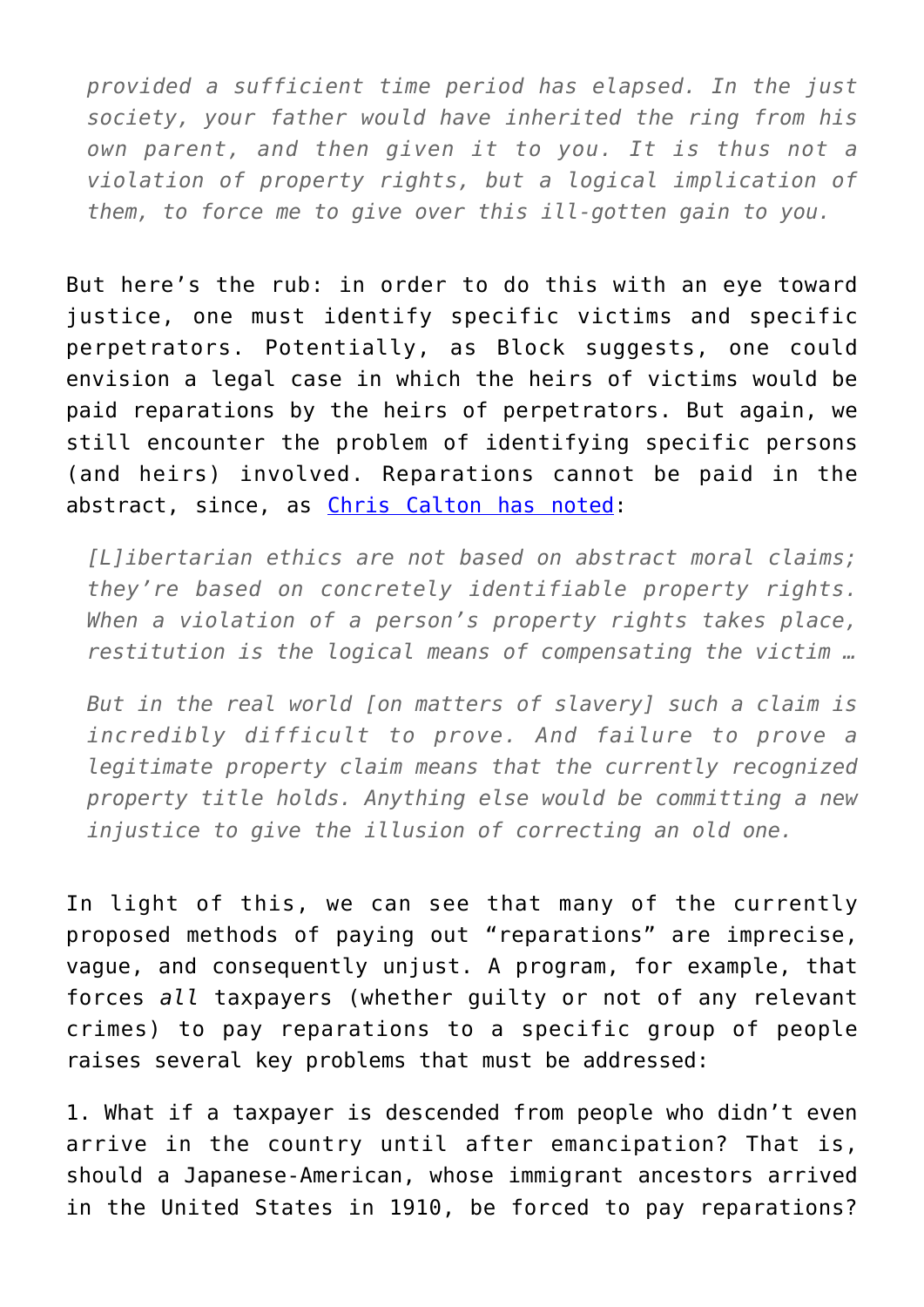> *provided a sufficient time period has elapsed. In the just society, your father would have inherited the ring from his own parent, and then given it to you. It is thus not a violation of property rights, but a logical implication of them, to force me to give over this ill-gotten gain to you.*

But here's the rub: in order to do this with an eye toward justice, one must identify specific victims and specific perpetrators. Potentially, as Block suggests, one could envision a legal case in which the heirs of victims would be paid reparations by the heirs of perpetrators. But again, we still encounter the problem of identifying specific persons (and heirs) involved. Reparations cannot be paid in the abstract, since, as Chris Calton has noted:

> *[L]ibertarian ethics are not based on abstract moral claims; they're based on concretely identifiable property rights. When a violation of a person's property rights takes place, restitution is the logical means of compensating the victim …*
>
> *But in the real world [on matters of slavery] such a claim is incredibly difficult to prove. And failure to prove a legitimate property claim means that the currently recognized property title holds. Anything else would be committing a new injustice to give the illusion of correcting an old one.*

In light of this, we can see that many of the currently proposed methods of paying out "reparations" are imprecise, vague, and consequently unjust. A program, for example, that forces *all* taxpayers (whether guilty or not of any relevant crimes) to pay reparations to a specific group of people raises several key problems that must be addressed:

1. What if a taxpayer is descended from people who didn't even arrive in the country until after emancipation? That is, should a Japanese-American, whose immigrant ancestors arrived in the United States in 1910, be forced to pay reparations?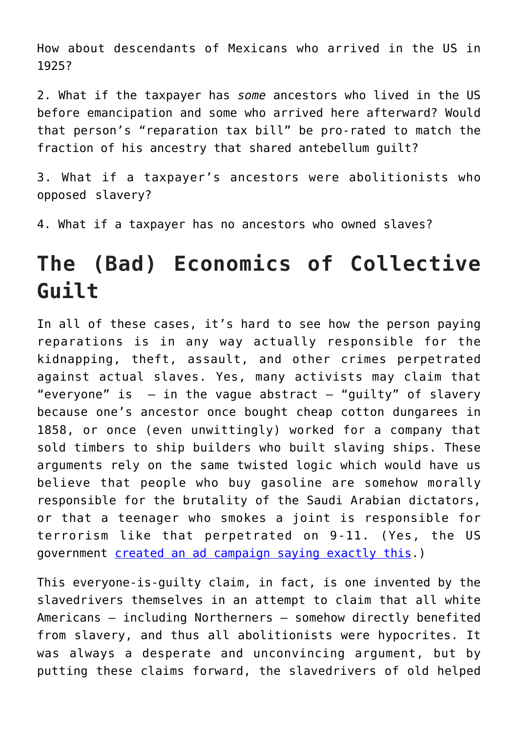How about descendants of Mexicans who arrived in the US in 1925?

2. What if the taxpayer has *some* ancestors who lived in the US before emancipation and some who arrived here afterward? Would that person's "reparation tax bill" be pro-rated to match the fraction of his ancestry that shared antebellum guilt?

3. What if a taxpayer's ancestors were abolitionists who opposed slavery?

4. What if a taxpayer has no ancestors who owned slaves?

## The (Bad) Economics of Collective Guilt

In all of these cases, it's hard to see how the person paying reparations is in any way actually responsible for the kidnapping, theft, assault, and other crimes perpetrated against actual slaves. Yes, many activists may claim that "everyone" is – in the vague abstract – "guilty" of slavery because one's ancestor once bought cheap cotton dungarees in 1858, or once (even unwittingly) worked for a company that sold timbers to ship builders who built slaving ships. These arguments rely on the same twisted logic which would have us believe that people who buy gasoline are somehow morally responsible for the brutality of the Saudi Arabian dictators, or that a teenager who smokes a joint is responsible for terrorism like that perpetrated on 9-11. (Yes, the US government [created an ad campaign saying exactly this](#).)

This everyone-is-guilty claim, in fact, is one invented by the slavedrivers themselves in an attempt to claim that all white Americans – including Northerners – somehow directly benefited from slavery, and thus all abolitionists were hypocrites. It was always a desperate and unconvincing argument, but by putting these claims forward, the slavedrivers of old helped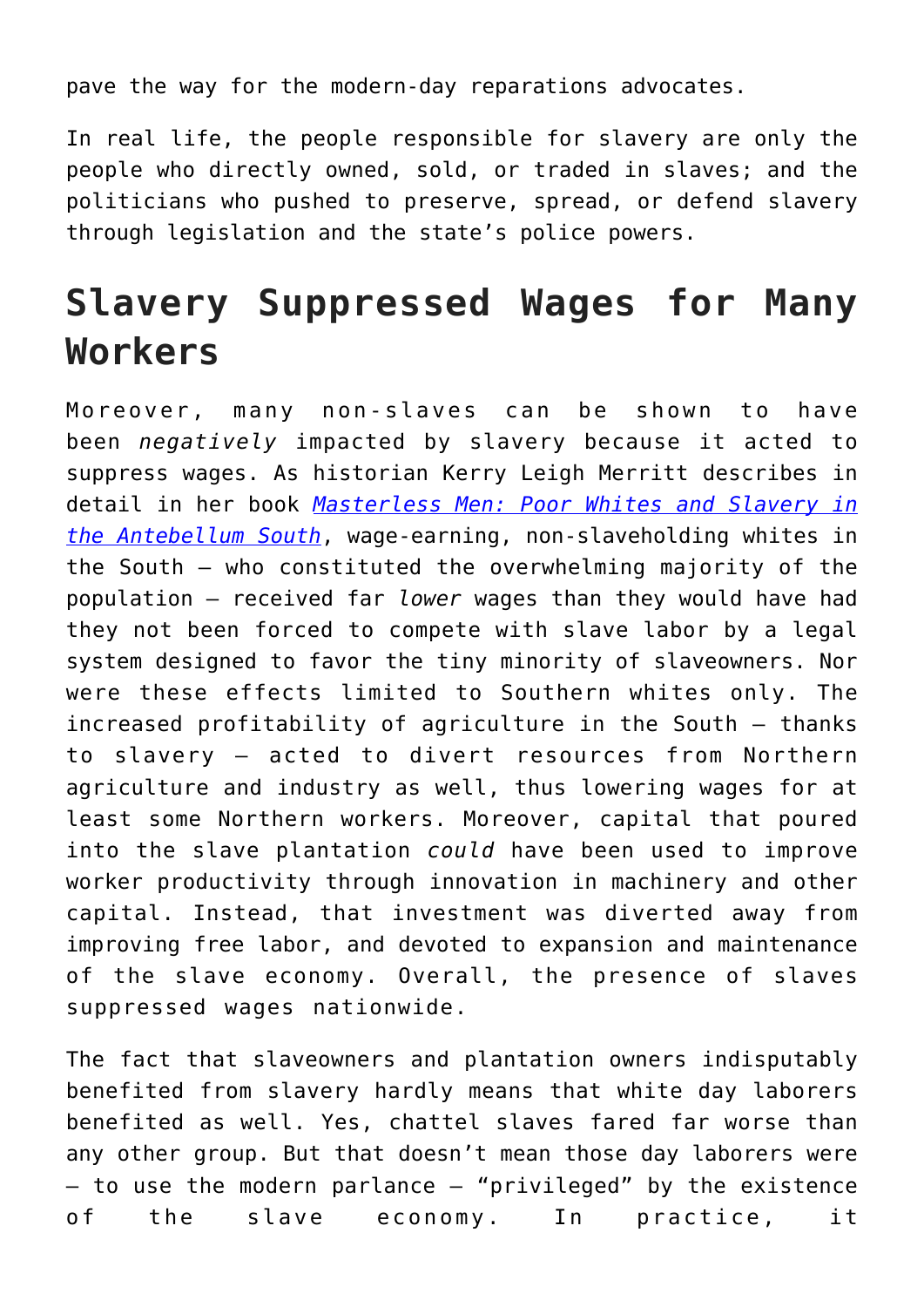pave the way for the modern-day reparations advocates.

In real life, the people responsible for slavery are only the people who directly owned, sold, or traded in slaves; and the politicians who pushed to preserve, spread, or defend slavery through legislation and the state's police powers.

## Slavery Suppressed Wages for Many Workers

Moreover, many non-slaves can be shown to have been *negatively* impacted by slavery because it acted to suppress wages. As historian Kerry Leigh Merritt describes in detail in her book [*Masterless Men: Poor Whites and Slavery in the Antebellum South*](), wage-earning, non-slaveholding whites in the South — who constituted the overwhelming majority of the population — received far *lower* wages than they would have had they not been forced to compete with slave labor by a legal system designed to favor the tiny minority of slaveowners. Nor were these effects limited to Southern whites only. The increased profitability of agriculture in the South — thanks to slavery — acted to divert resources from Northern agriculture and industry as well, thus lowering wages for at least some Northern workers. Moreover, capital that poured into the slave plantation *could* have been used to improve worker productivity through innovation in machinery and other capital. Instead, that investment was diverted away from improving free labor, and devoted to expansion and maintenance of the slave economy. Overall, the presence of slaves suppressed wages nationwide.

The fact that slaveowners and plantation owners indisputably benefited from slavery hardly means that white day laborers benefited as well. Yes, chattel slaves fared far worse than any other group. But that doesn't mean those day laborers were — to use the modern parlance — "privileged" by the existence of the slave economy. In practice, it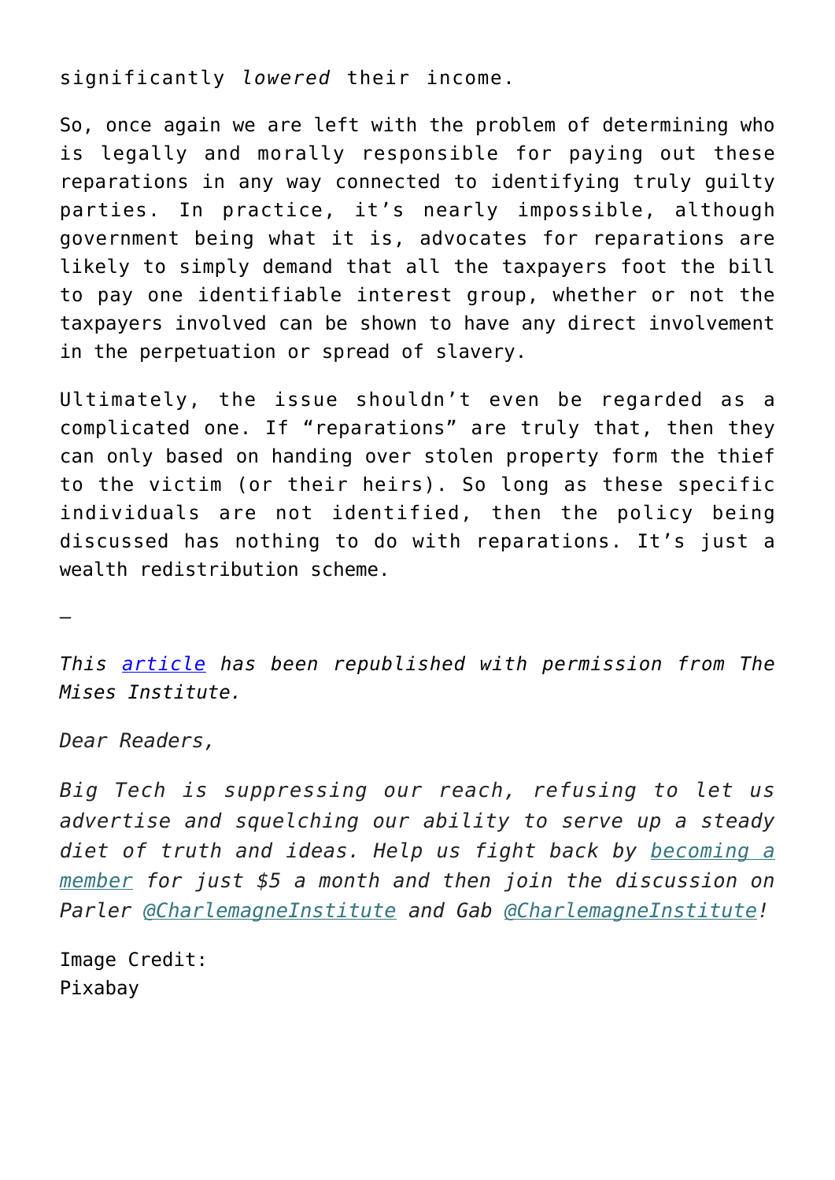significantly *lowered* their income.

So, once again we are left with the problem of determining who is legally and morally responsible for paying out these reparations in any way connected to identifying truly guilty parties. In practice, it's nearly impossible, although government being what it is, advocates for reparations are likely to simply demand that all the taxpayers foot the bill to pay one identifiable interest group, whether or not the taxpayers involved can be shown to have any direct involvement in the perpetuation or spread of slavery.

Ultimately, the issue shouldn't even be regarded as a complicated one. If "reparations" are truly that, then they can only based on handing over stolen property form the thief to the victim (or their heirs). So long as these specific individuals are not identified, then the policy being discussed has nothing to do with reparations. It's just a wealth redistribution scheme.

—

*This article has been republished with permission from The Mises Institute.*

*Dear Readers,*

*Big Tech is suppressing our reach, refusing to let us advertise and squelching our ability to serve up a steady diet of truth and ideas. Help us fight back by becoming a member for just $5 a month and then join the discussion on Parler @CharlemagneInstitute and Gab @CharlemagneInstitute!*

Image Credit:
Pixabay